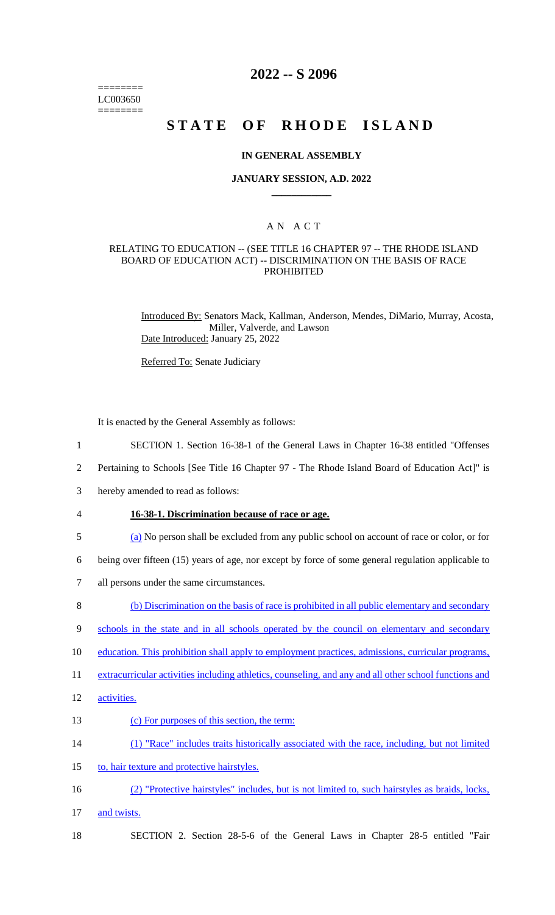======== LC003650 ========

# 2022 -- S 2096

# STATE OF RHODE ISLAND

## IN GENERAL ASSEMBLY

### JANUARY SESSION, A.D. 2022

---

## A N A C T

### RELATING TO EDUCATION -- (SEE TITLE 16 CHAPTER 97 -- THE RHODE ISLAND BOARD OF EDUCATION ACT) -- DISCRIMINATION ON THE BASIS OF RACE PROHIBITED

Introduced By: Senators Mack, Kallman, Anderson, Mendes, DiMario, Murray, Acosta, Miller, Valverde, and Lawson

Date Introduced: January 25, 2022

Referred To: Senate Judiciary

It is enacted by the General Assembly as follows:

1 SECTION 1. Section 16-38-1 of the General Laws in Chapter 16-38 entitled "Offenses
2 Pertaining to Schools [See Title 16 Chapter 97 - The Rhode Island Board of Education Act]" is
3 hereby amended to read as follows:

4 **16-38-1. Discrimination because of race or age.**

5 (a) No person shall be excluded from any public school on account of race or color, or for
6 being over fifteen (15) years of age, nor except by force of some general regulation applicable to
7 all persons under the same circumstances.

8 (b) Discrimination on the basis of race is prohibited in all public elementary and secondary
9 schools in the state and in all schools operated by the council on elementary and secondary
10 education. This prohibition shall apply to employment practices, admissions, curricular programs,
11 extracurricular activities including athletics, counseling, and any and all other school functions and
12 activities.

13 (c) For purposes of this section, the term:

14 (1) "Race" includes traits historically associated with the race, including, but not limited
15 to, hair texture and protective hairstyles.

16 (2) "Protective hairstyles" includes, but is not limited to, such hairstyles as braids, locks,
17 and twists.

18 SECTION 2. Section 28-5-6 of the General Laws in Chapter 28-5 entitled "Fair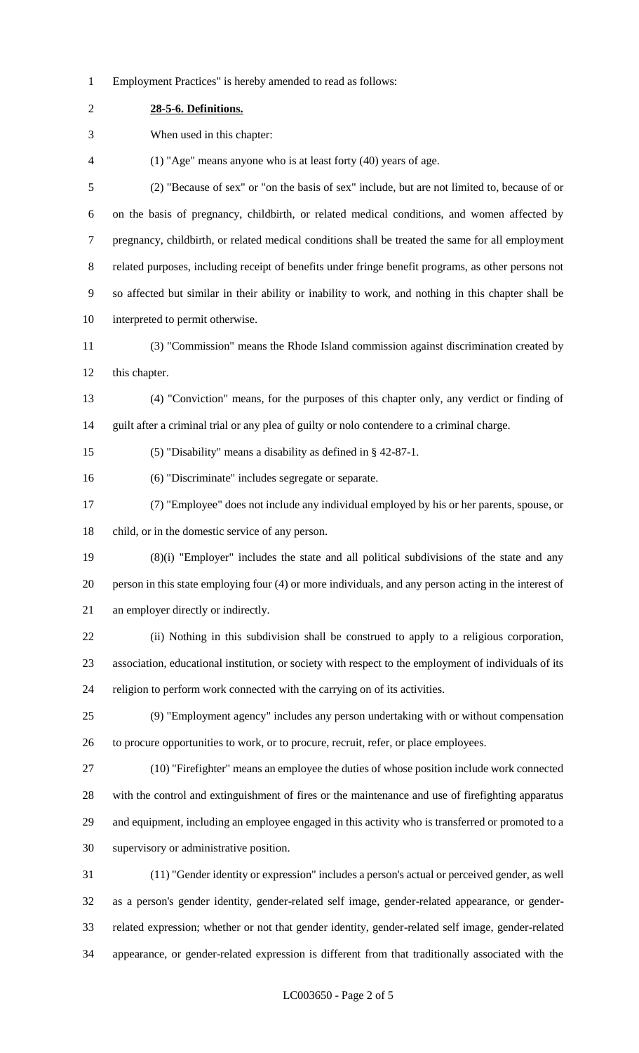Employment Practices" is hereby amended to read as follows:

**28-5-6. Definitions.**

When used in this chapter:

(1) "Age" means anyone who is at least forty (40) years of age.

(2) "Because of sex" or "on the basis of sex" include, but are not limited to, because of or on the basis of pregnancy, childbirth, or related medical conditions, and women affected by pregnancy, childbirth, or related medical conditions shall be treated the same for all employment related purposes, including receipt of benefits under fringe benefit programs, as other persons not so affected but similar in their ability or inability to work, and nothing in this chapter shall be interpreted to permit otherwise.

(3) "Commission" means the Rhode Island commission against discrimination created by this chapter.

(4) "Conviction" means, for the purposes of this chapter only, any verdict or finding of guilt after a criminal trial or any plea of guilty or nolo contendere to a criminal charge.

(5) "Disability" means a disability as defined in § 42-87-1.

(6) "Discriminate" includes segregate or separate.

(7) "Employee" does not include any individual employed by his or her parents, spouse, or child, or in the domestic service of any person.

(8)(i) "Employer" includes the state and all political subdivisions of the state and any person in this state employing four (4) or more individuals, and any person acting in the interest of an employer directly or indirectly.

(ii) Nothing in this subdivision shall be construed to apply to a religious corporation, association, educational institution, or society with respect to the employment of individuals of its religion to perform work connected with the carrying on of its activities.

(9) "Employment agency" includes any person undertaking with or without compensation to procure opportunities to work, or to procure, recruit, refer, or place employees.

(10) "Firefighter" means an employee the duties of whose position include work connected with the control and extinguishment of fires or the maintenance and use of firefighting apparatus and equipment, including an employee engaged in this activity who is transferred or promoted to a supervisory or administrative position.

(11) "Gender identity or expression" includes a person's actual or perceived gender, as well as a person's gender identity, gender-related self image, gender-related appearance, or gender-related expression; whether or not that gender identity, gender-related self image, gender-related appearance, or gender-related expression is different from that traditionally associated with the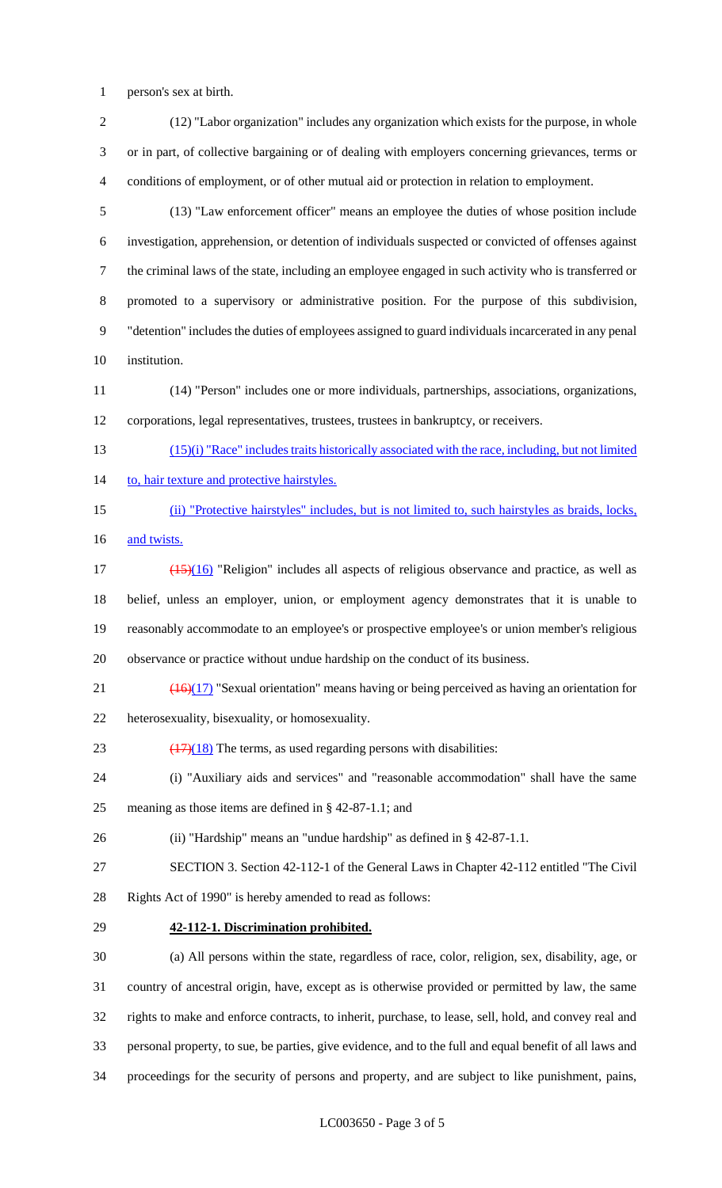person's sex at birth.

(12) "Labor organization" includes any organization which exists for the purpose, in whole or in part, of collective bargaining or of dealing with employers concerning grievances, terms or conditions of employment, or of other mutual aid or protection in relation to employment.

(13) "Law enforcement officer" means an employee the duties of whose position include investigation, apprehension, or detention of individuals suspected or convicted of offenses against the criminal laws of the state, including an employee engaged in such activity who is transferred or promoted to a supervisory or administrative position. For the purpose of this subdivision, "detention" includes the duties of employees assigned to guard individuals incarcerated in any penal institution.

(14) "Person" includes one or more individuals, partnerships, associations, organizations, corporations, legal representatives, trustees, trustees in bankruptcy, or receivers.

<u>(15)(i) "Race" includes traits historically associated with the race, including, but not limited to, hair texture and protective hairstyles.</u>

<u>(ii) "Protective hairstyles" includes, but is not limited to, such hairstyles as braids, locks, and twists.</u>

~~(15)~~<u>(16)</u> "Religion" includes all aspects of religious observance and practice, as well as belief, unless an employer, union, or employment agency demonstrates that it is unable to reasonably accommodate to an employee's or prospective employee's or union member's religious observance or practice without undue hardship on the conduct of its business.

~~(16)~~<u>(17)</u> "Sexual orientation" means having or being perceived as having an orientation for heterosexuality, bisexuality, or homosexuality.

~~(17)~~<u>(18)</u> The terms, as used regarding persons with disabilities:

(i) "Auxiliary aids and services" and "reasonable accommodation" shall have the same meaning as those items are defined in § 42-87-1.1; and

(ii) "Hardship" means an "undue hardship" as defined in § 42-87-1.1.

SECTION 3. Section 42-112-1 of the General Laws in Chapter 42-112 entitled "The Civil Rights Act of 1990" is hereby amended to read as follows:

**42-112-1. Discrimination prohibited.**

(a) All persons within the state, regardless of race, color, religion, sex, disability, age, or country of ancestral origin, have, except as is otherwise provided or permitted by law, the same rights to make and enforce contracts, to inherit, purchase, to lease, sell, hold, and convey real and personal property, to sue, be parties, give evidence, and to the full and equal benefit of all laws and proceedings for the security of persons and property, and are subject to like punishment, pains,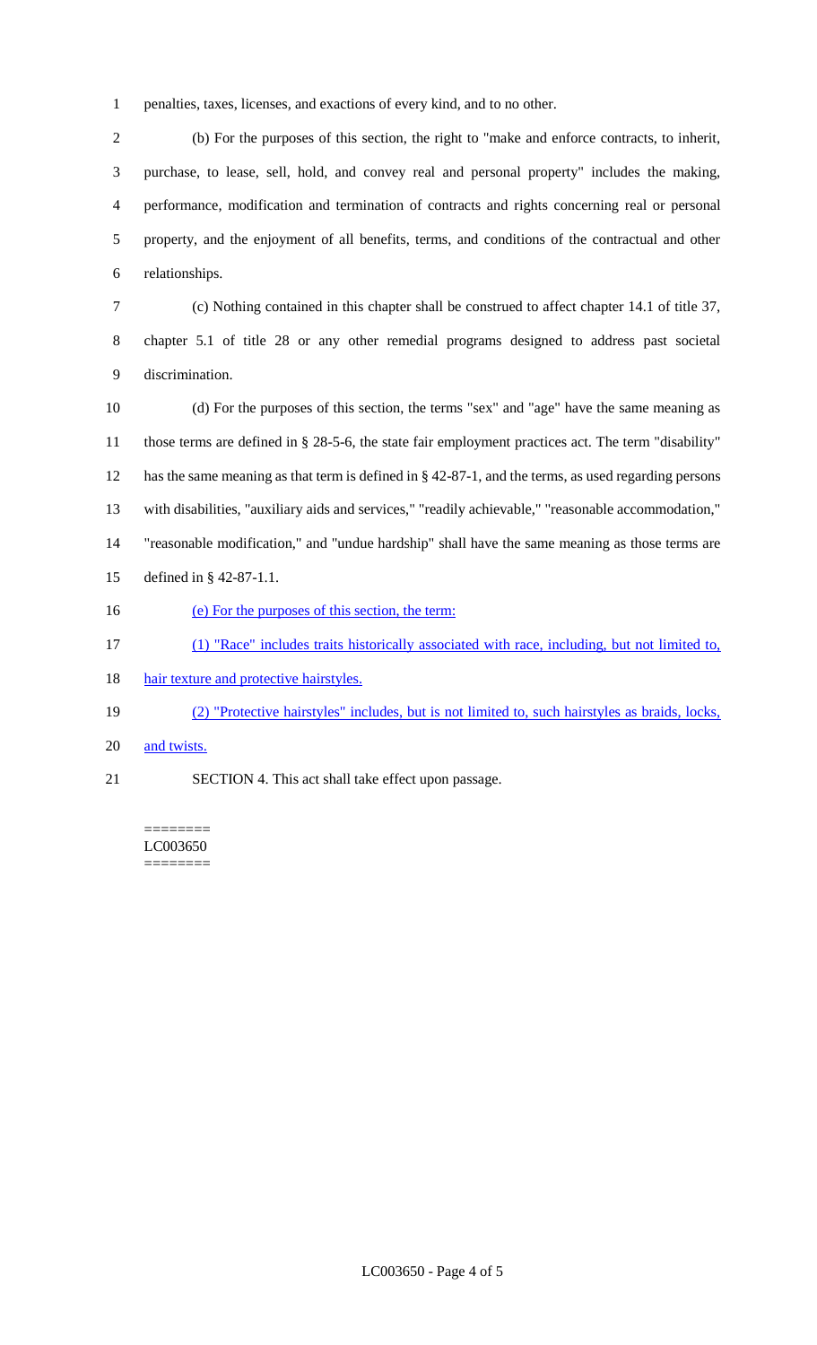penalties, taxes, licenses, and exactions of every kind, and to no other.

(b) For the purposes of this section, the right to "make and enforce contracts, to inherit, purchase, to lease, sell, hold, and convey real and personal property" includes the making, performance, modification and termination of contracts and rights concerning real or personal property, and the enjoyment of all benefits, terms, and conditions of the contractual and other relationships.

(c) Nothing contained in this chapter shall be construed to affect chapter 14.1 of title 37, chapter 5.1 of title 28 or any other remedial programs designed to address past societal discrimination.

(d) For the purposes of this section, the terms "sex" and "age" have the same meaning as those terms are defined in § 28-5-6, the state fair employment practices act. The term "disability" has the same meaning as that term is defined in § 42-87-1, and the terms, as used regarding persons with disabilities, "auxiliary aids and services," "readily achievable," "reasonable accommodation," "reasonable modification," and "undue hardship" shall have the same meaning as those terms are defined in § 42-87-1.1.

<u>(e) For the purposes of this section, the term:</u>

<u>(1) "Race" includes traits historically associated with race, including, but not limited to, hair texture and protective hairstyles.</u>

<u>(2) "Protective hairstyles" includes, but is not limited to, such hairstyles as braids, locks, and twists.</u>

SECTION 4. This act shall take effect upon passage.

========
LC003650
========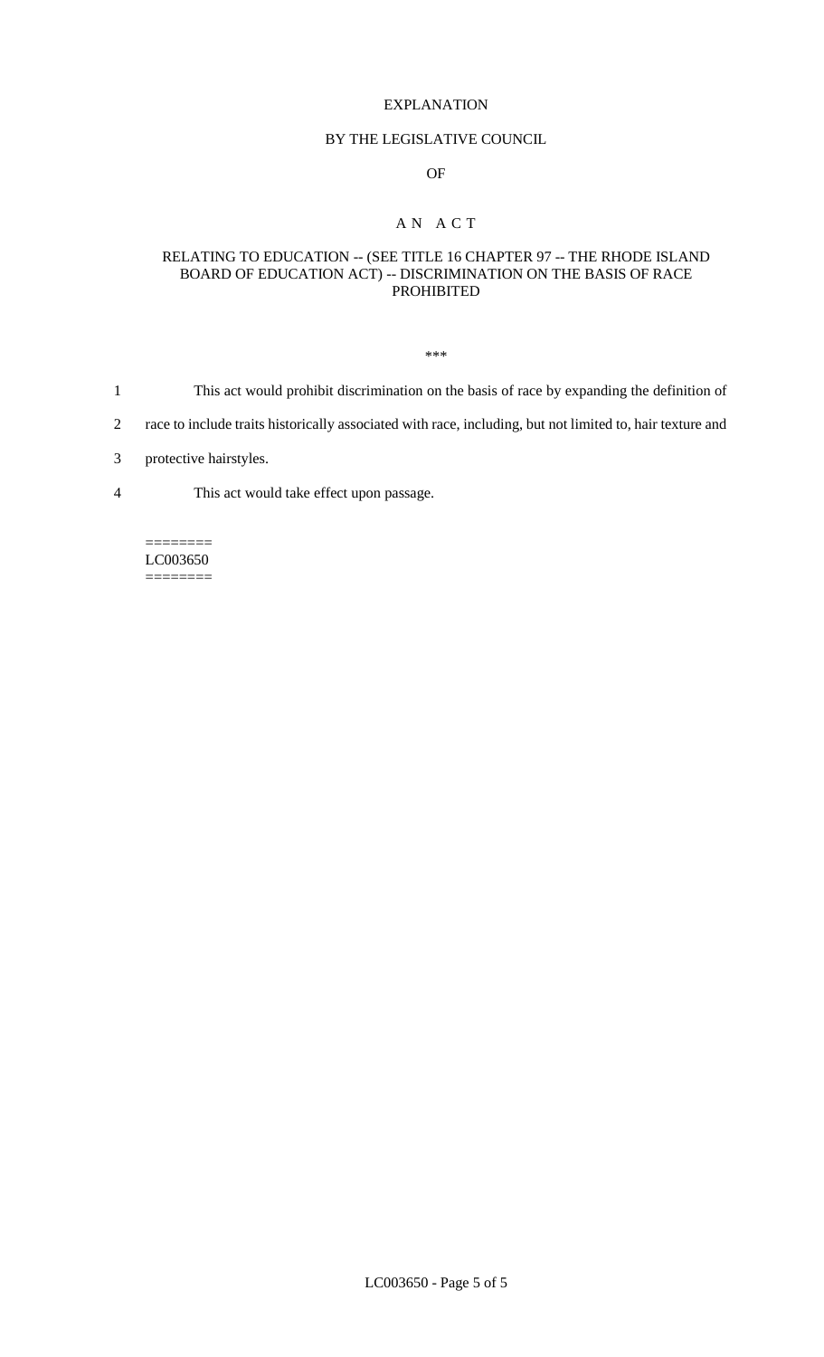EXPLANATION

BY THE LEGISLATIVE COUNCIL

OF

A N A C T

RELATING TO EDUCATION -- (SEE TITLE 16 CHAPTER 97 -- THE RHODE ISLAND BOARD OF EDUCATION ACT) -- DISCRIMINATION ON THE BASIS OF RACE PROHIBITED

\*\*\*

1 This act would prohibit discrimination on the basis of race by expanding the definition of

2 race to include traits historically associated with race, including, but not limited to, hair texture and

3 protective hairstyles.

4 This act would take effect upon passage.

========
LC003650
========